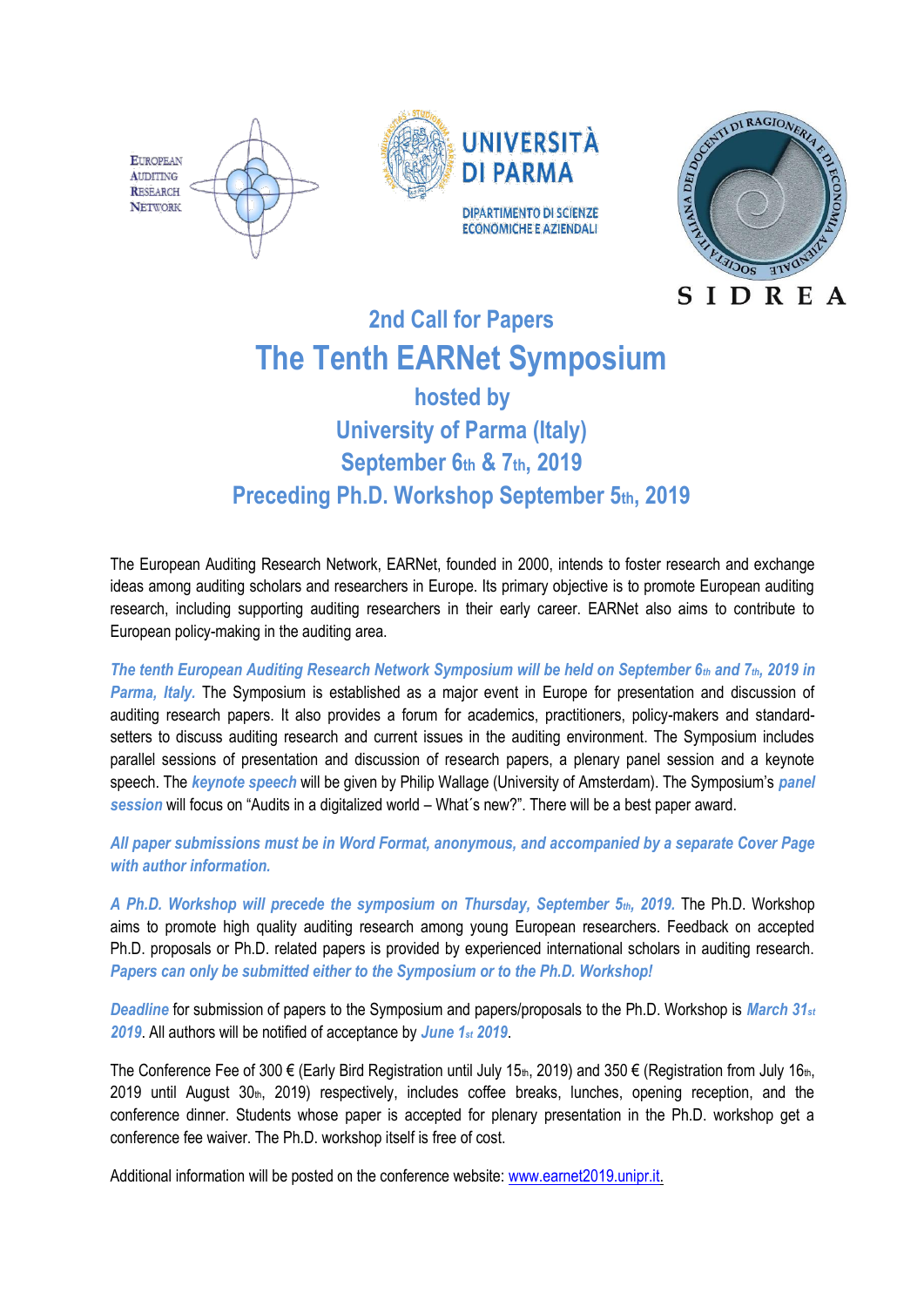EUROPEAN AUDITING RESEARCH NETWORK

UNIVERSITÀ DI PARMA

DIPARTIMENTO DI SCIENZE ECONOMICHE E AZIENDALI

SIDREA

## 2nd Call for Papers

# The Tenth EARNet Symposium

## hosted by

## University of Parma (Italy)

## September 6th & 7th, 2019

## Preceding Ph.D. Workshop September 5th, 2019

The European Auditing Research Network, EARNet, founded in 2000, intends to foster research and exchange ideas among auditing scholars and researchers in Europe. Its primary objective is to promote European auditing research, including supporting auditing researchers in their early career. EARNet also aims to contribute to European policy-making in the auditing area.

***The tenth European Auditing Research Network Symposium will be held on September 6th and 7th, 2019 in Parma, Italy.*** The Symposium is established as a major event in Europe for presentation and discussion of auditing research papers. It also provides a forum for academics, practitioners, policy-makers and standard-setters to discuss auditing research and current issues in the auditing environment. The Symposium includes parallel sessions of presentation and discussion of research papers, a plenary panel session and a keynote speech. The ***keynote speech*** will be given by Philip Wallage (University of Amsterdam). The Symposium's ***panel session*** will focus on "Audits in a digitalized world – What´s new?". There will be a best paper award.

***All paper submissions must be in Word Format, anonymous, and accompanied by a separate Cover Page with author information.***

***A Ph.D. Workshop will precede the symposium on Thursday, September 5th, 2019.*** The Ph.D. Workshop aims to promote high quality auditing research among young European researchers. Feedback on accepted Ph.D. proposals or Ph.D. related papers is provided by experienced international scholars in auditing research. ***Papers can only be submitted either to the Symposium or to the Ph.D. Workshop!***

***Deadline*** for submission of papers to the Symposium and papers/proposals to the Ph.D. Workshop is ***March 31st 2019***. All authors will be notified of acceptance by ***June 1st 2019***.

The Conference Fee of 300 € (Early Bird Registration until July 15th, 2019) and 350 € (Registration from July 16th, 2019 until August 30th, 2019) respectively, includes coffee breaks, lunches, opening reception, and the conference dinner. Students whose paper is accepted for plenary presentation in the Ph.D. workshop get a conference fee waiver. The Ph.D. workshop itself is free of cost.

Additional information will be posted on the conference website: www.earnet2019.unipr.it.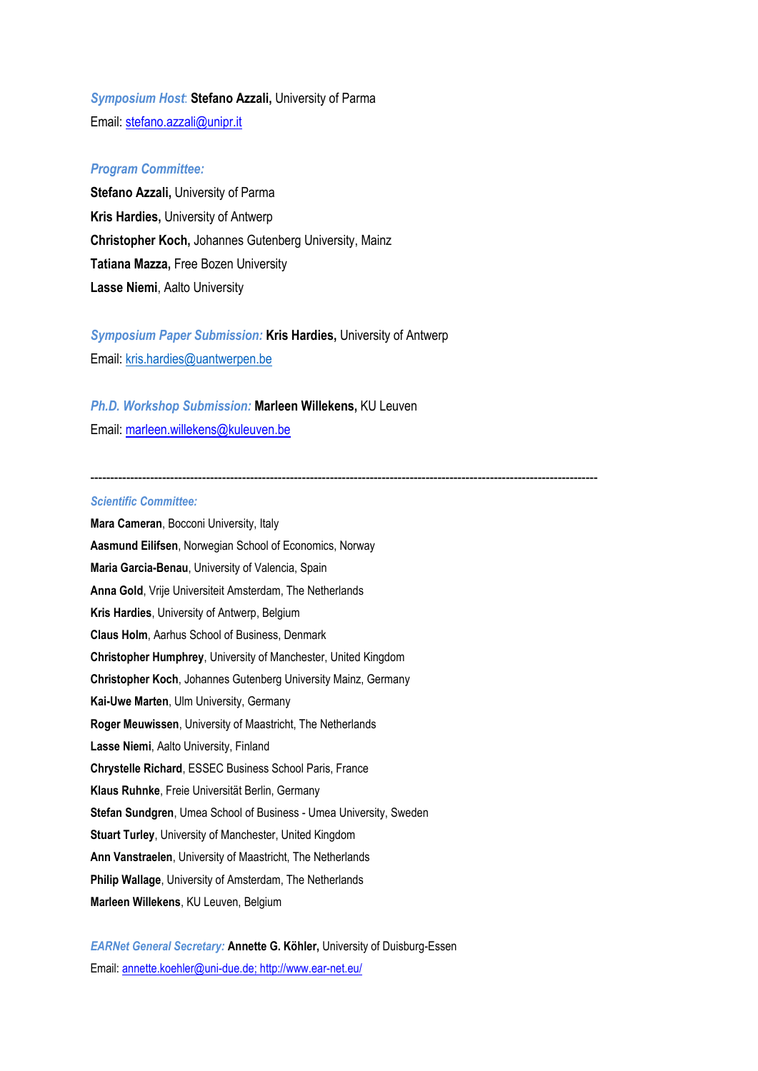*Symposium Host*: **Stefano Azzali,** University of Parma
Email: stefano.azzali@unipr.it

*Program Committee:*

**Stefano Azzali,** University of Parma
**Kris Hardies,** University of Antwerp
**Christopher Koch,** Johannes Gutenberg University, Mainz
**Tatiana Mazza,** Free Bozen University
**Lasse Niemi**, Aalto University

*Symposium Paper Submission:* **Kris Hardies,** University of Antwerp
Email: kris.hardies@uantwerpen.be

*Ph.D. Workshop Submission:* **Marleen Willekens,** KU Leuven
Email: marleen.willekens@kuleuven.be

---

*Scientific Committee:*

**Mara Cameran**, Bocconi University, Italy
**Aasmund Eilifsen**, Norwegian School of Economics, Norway
**Maria Garcia-Benau**, University of Valencia, Spain
**Anna Gold**, Vrije Universiteit Amsterdam, The Netherlands
**Kris Hardies**, University of Antwerp, Belgium
**Claus Holm**, Aarhus School of Business, Denmark
**Christopher Humphrey**, University of Manchester, United Kingdom
**Christopher Koch**, Johannes Gutenberg University Mainz, Germany
**Kai-Uwe Marten**, Ulm University, Germany
**Roger Meuwissen**, University of Maastricht, The Netherlands
**Lasse Niemi**, Aalto University, Finland
**Chrystelle Richard**, ESSEC Business School Paris, France
**Klaus Ruhnke**, Freie Universität Berlin, Germany
**Stefan Sundgren**, Umea School of Business - Umea University, Sweden
**Stuart Turley**, University of Manchester, United Kingdom
**Ann Vanstraelen**, University of Maastricht, The Netherlands
**Philip Wallage**, University of Amsterdam, The Netherlands
**Marleen Willekens**, KU Leuven, Belgium

*EARNet General Secretary:* **Annette G. Köhler,** University of Duisburg-Essen
Email: annette.koehler@uni-due.de; http://www.ear-net.eu/